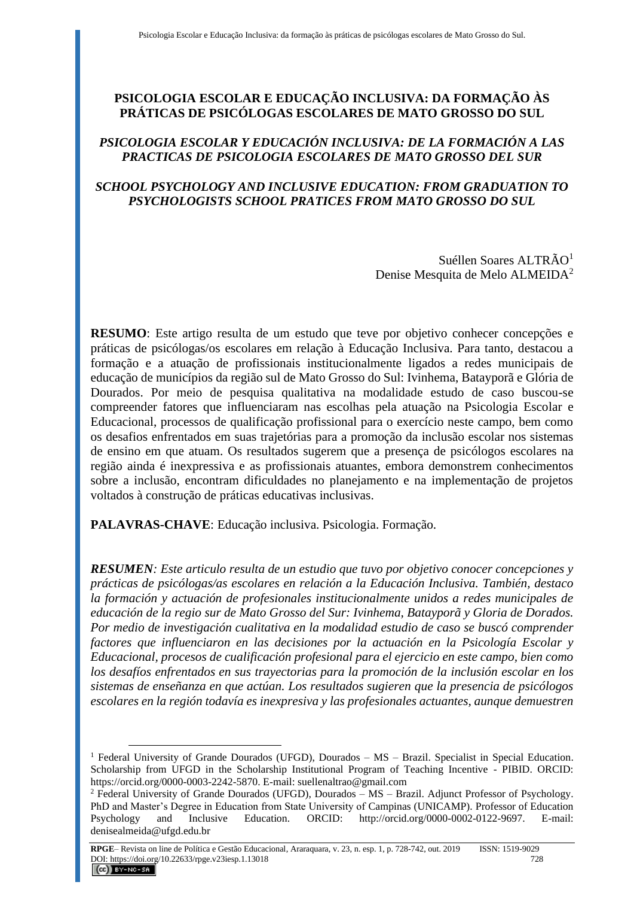# PSICOLOGIA ESCOLAR E EDUCAÇÃO INCLUSIVA: DA FORMAÇÃO ÀS PRÁTICAS DE PSICÓLOGAS ESCOLARES DE MATO GROSSO DO SUL

## *PSICOLOGIA ESCOLAR Y EDUCACIÓN INCLUSIVA: DE LA FORMACIÓN A LAS PRACTICAS DE PSICOLOGIA ESCOLARES DE MATO GROSSO DEL SUR*

## *SCHOOL PSYCHOLOGY AND INCLUSIVE EDUCATION: FROM GRADUATION TO PSYCHOLOGISTS SCHOOL PRATICES FROM MATO GROSSO DO SUL*

Suéllen Soares ALTRÃO[1]
Denise Mesquita de Melo ALMEIDA[2]

**RESUMO**: Este artigo resulta de um estudo que teve por objetivo conhecer concepções e práticas de psicólogas/os escolares em relação à Educação Inclusiva. Para tanto, destacou a formação e a atuação de profissionais institucionalmente ligados a redes municipais de educação de municípios da região sul de Mato Grosso do Sul: Ivinhema, Batayporã e Glória de Dourados. Por meio de pesquisa qualitativa na modalidade estudo de caso buscou-se compreender fatores que influenciaram nas escolhas pela atuação na Psicologia Escolar e Educacional, processos de qualificação profissional para o exercício neste campo, bem como os desafios enfrentados em suas trajetórias para a promoção da inclusão escolar nos sistemas de ensino em que atuam. Os resultados sugerem que a presença de psicólogos escolares na região ainda é inexpressiva e as profissionais atuantes, embora demonstrem conhecimentos sobre a inclusão, encontram dificuldades no planejamento e na implementação de projetos voltados à construção de práticas educativas inclusivas.

**PALAVRAS-CHAVE**: Educação inclusiva. Psicologia. Formação.

***RESUMEN****: Este articulo resulta de un estudio que tuvo por objetivo conocer concepciones y prácticas de psicólogas/as escolares en relación a la Educación Inclusiva. También, destaco la formación y actuación de profesionales institucionalmente unidos a redes municipales de educación de la regio sur de Mato Grosso del Sur: Ivinhema, Batayporã y Gloria de Dorados. Por medio de investigación cualitativa en la modalidad estudio de caso se buscó comprender factores que influenciaron en las decisiones por la actuación en la Psicología Escolar y Educacional, procesos de cualificación profesional para el ejercicio en este campo, bien como los desafíos enfrentados en sus trayectorias para la promoción de la inclusión escolar en los sistemas de enseñanza en que actúan. Los resultados sugieren que la presencia de psicólogos escolares en la región todavía es inexpresiva y las profesionales actuantes, aunque demuestren*

[1] Federal University of Grande Dourados (UFGD), Dourados – MS – Brazil. Specialist in Special Education. Scholarship from UFGD in the Scholarship Institutional Program of Teaching Incentive - PIBID. ORCID: https://orcid.org/0000-0003-2242-5870. E-mail: suellenaltrao@gmail.com

[2] Federal University of Grande Dourados (UFGD), Dourados – MS – Brazil. Adjunct Professor of Psychology. PhD and Master's Degree in Education from State University of Campinas (UNICAMP). Professor of Education Psychology and Inclusive Education. ORCID: http://orcid.org/0000-0002-0122-9697. E-mail: denisealmeida@ufgd.edu.br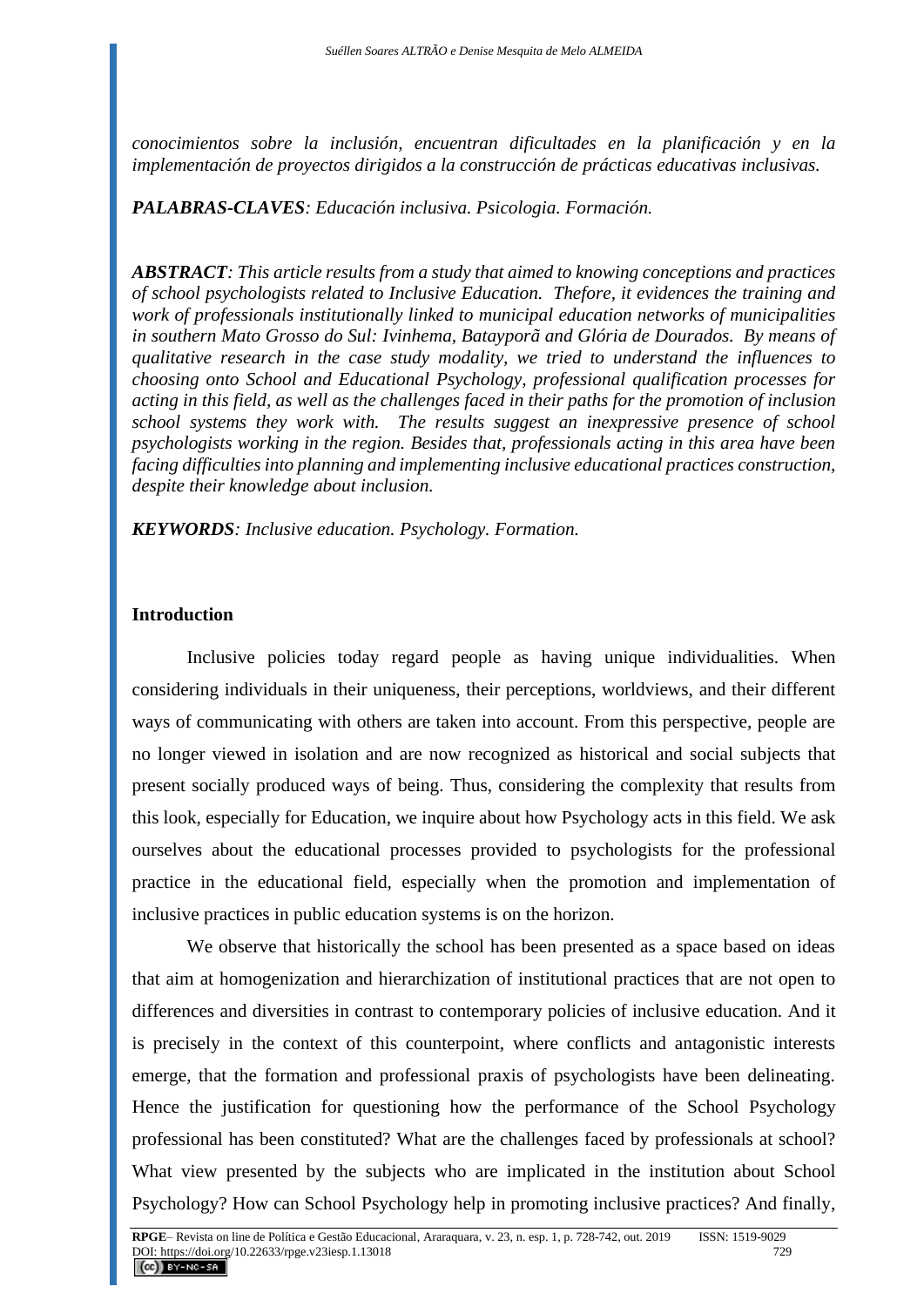*conocimientos sobre la inclusión, encuentran dificultades en la planificación y en la implementación de proyectos dirigidos a la construcción de prácticas educativas inclusivas.*

***PALABRAS-CLAVES****: Educación inclusiva. Psicologia. Formación.*

***ABSTRACT****: This article results from a study that aimed to knowing conceptions and practices of school psychologists related to Inclusive Education. Thefore, it evidences the training and work of professionals institutionally linked to municipal education networks of municipalities in southern Mato Grosso do Sul: Ivinhema, Batayporã and Glória de Dourados. By means of qualitative research in the case study modality, we tried to understand the influences to choosing onto School and Educational Psychology, professional qualification processes for acting in this field, as well as the challenges faced in their paths for the promotion of inclusion school systems they work with. The results suggest an inexpressive presence of school psychologists working in the region. Besides that, professionals acting in this area have been facing difficulties into planning and implementing inclusive educational practices construction, despite their knowledge about inclusion.*

***KEYWORDS****: Inclusive education. Psychology. Formation.*

## Introduction

Inclusive policies today regard people as having unique individualities. When considering individuals in their uniqueness, their perceptions, worldviews, and their different ways of communicating with others are taken into account. From this perspective, people are no longer viewed in isolation and are now recognized as historical and social subjects that present socially produced ways of being. Thus, considering the complexity that results from this look, especially for Education, we inquire about how Psychology acts in this field. We ask ourselves about the educational processes provided to psychologists for the professional practice in the educational field, especially when the promotion and implementation of inclusive practices in public education systems is on the horizon.

We observe that historically the school has been presented as a space based on ideas that aim at homogenization and hierarchization of institutional practices that are not open to differences and diversities in contrast to contemporary policies of inclusive education. And it is precisely in the context of this counterpoint, where conflicts and antagonistic interests emerge, that the formation and professional praxis of psychologists have been delineating. Hence the justification for questioning how the performance of the School Psychology professional has been constituted? What are the challenges faced by professionals at school? What view presented by the subjects who are implicated in the institution about School Psychology? How can School Psychology help in promoting inclusive practices? And finally,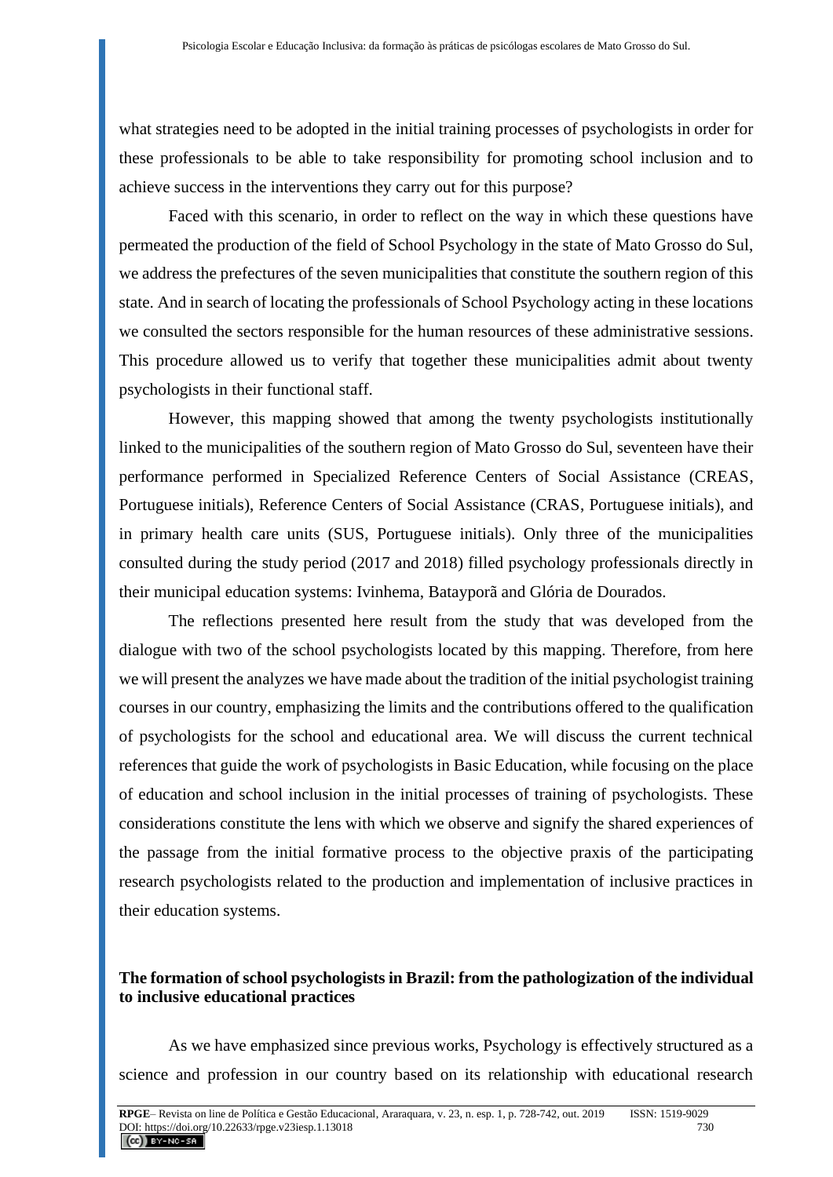what strategies need to be adopted in the initial training processes of psychologists in order for these professionals to be able to take responsibility for promoting school inclusion and to achieve success in the interventions they carry out for this purpose?

Faced with this scenario, in order to reflect on the way in which these questions have permeated the production of the field of School Psychology in the state of Mato Grosso do Sul, we address the prefectures of the seven municipalities that constitute the southern region of this state. And in search of locating the professionals of School Psychology acting in these locations we consulted the sectors responsible for the human resources of these administrative sessions. This procedure allowed us to verify that together these municipalities admit about twenty psychologists in their functional staff.

However, this mapping showed that among the twenty psychologists institutionally linked to the municipalities of the southern region of Mato Grosso do Sul, seventeen have their performance performed in Specialized Reference Centers of Social Assistance (CREAS, Portuguese initials), Reference Centers of Social Assistance (CRAS, Portuguese initials), and in primary health care units (SUS, Portuguese initials). Only three of the municipalities consulted during the study period (2017 and 2018) filled psychology professionals directly in their municipal education systems: Ivinhema, Batayporã and Glória de Dourados.

The reflections presented here result from the study that was developed from the dialogue with two of the school psychologists located by this mapping. Therefore, from here we will present the analyzes we have made about the tradition of the initial psychologist training courses in our country, emphasizing the limits and the contributions offered to the qualification of psychologists for the school and educational area. We will discuss the current technical references that guide the work of psychologists in Basic Education, while focusing on the place of education and school inclusion in the initial processes of training of psychologists. These considerations constitute the lens with which we observe and signify the shared experiences of the passage from the initial formative process to the objective praxis of the participating research psychologists related to the production and implementation of inclusive practices in their education systems.

## The formation of school psychologists in Brazil: from the pathologization of the individual to inclusive educational practices

As we have emphasized since previous works, Psychology is effectively structured as a science and profession in our country based on its relationship with educational research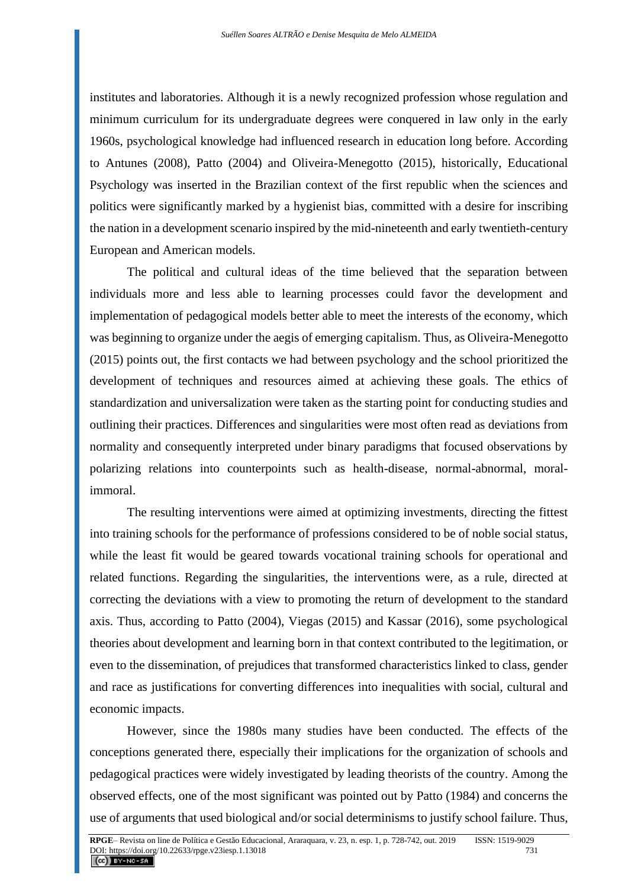institutes and laboratories. Although it is a newly recognized profession whose regulation and minimum curriculum for its undergraduate degrees were conquered in law only in the early 1960s, psychological knowledge had influenced research in education long before. According to Antunes (2008), Patto (2004) and Oliveira-Menegotto (2015), historically, Educational Psychology was inserted in the Brazilian context of the first republic when the sciences and politics were significantly marked by a hygienist bias, committed with a desire for inscribing the nation in a development scenario inspired by the mid-nineteenth and early twentieth-century European and American models.

The political and cultural ideas of the time believed that the separation between individuals more and less able to learning processes could favor the development and implementation of pedagogical models better able to meet the interests of the economy, which was beginning to organize under the aegis of emerging capitalism. Thus, as Oliveira-Menegotto (2015) points out, the first contacts we had between psychology and the school prioritized the development of techniques and resources aimed at achieving these goals. The ethics of standardization and universalization were taken as the starting point for conducting studies and outlining their practices. Differences and singularities were most often read as deviations from normality and consequently interpreted under binary paradigms that focused observations by polarizing relations into counterpoints such as health-disease, normal-abnormal, moral-immoral.

The resulting interventions were aimed at optimizing investments, directing the fittest into training schools for the performance of professions considered to be of noble social status, while the least fit would be geared towards vocational training schools for operational and related functions. Regarding the singularities, the interventions were, as a rule, directed at correcting the deviations with a view to promoting the return of development to the standard axis. Thus, according to Patto (2004), Viegas (2015) and Kassar (2016), some psychological theories about development and learning born in that context contributed to the legitimation, or even to the dissemination, of prejudices that transformed characteristics linked to class, gender and race as justifications for converting differences into inequalities with social, cultural and economic impacts.

However, since the 1980s many studies have been conducted. The effects of the conceptions generated there, especially their implications for the organization of schools and pedagogical practices were widely investigated by leading theorists of the country. Among the observed effects, one of the most significant was pointed out by Patto (1984) and concerns the use of arguments that used biological and/or social determinisms to justify school failure. Thus,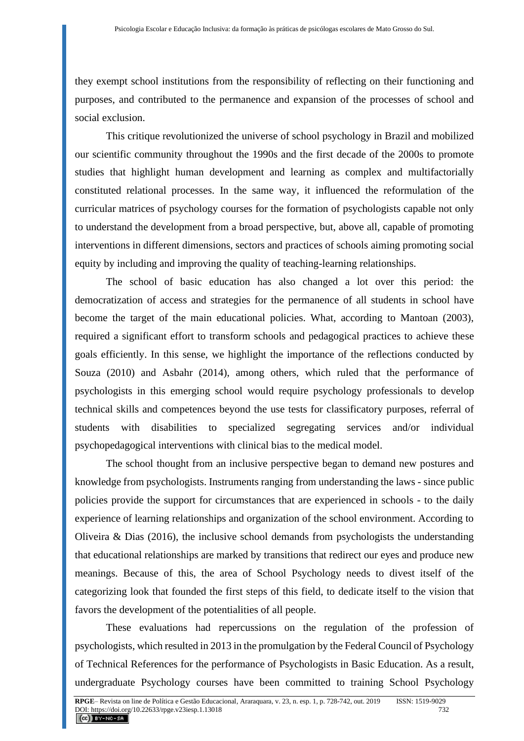they exempt school institutions from the responsibility of reflecting on their functioning and purposes, and contributed to the permanence and expansion of the processes of school and social exclusion.

This critique revolutionized the universe of school psychology in Brazil and mobilized our scientific community throughout the 1990s and the first decade of the 2000s to promote studies that highlight human development and learning as complex and multifactorially constituted relational processes. In the same way, it influenced the reformulation of the curricular matrices of psychology courses for the formation of psychologists capable not only to understand the development from a broad perspective, but, above all, capable of promoting interventions in different dimensions, sectors and practices of schools aiming promoting social equity by including and improving the quality of teaching-learning relationships.

The school of basic education has also changed a lot over this period: the democratization of access and strategies for the permanence of all students in school have become the target of the main educational policies. What, according to Mantoan (2003), required a significant effort to transform schools and pedagogical practices to achieve these goals efficiently. In this sense, we highlight the importance of the reflections conducted by Souza (2010) and Asbahr (2014), among others, which ruled that the performance of psychologists in this emerging school would require psychology professionals to develop technical skills and competences beyond the use tests for classificatory purposes, referral of students with disabilities to specialized segregating services and/or individual psychopedagogical interventions with clinical bias to the medical model.

The school thought from an inclusive perspective began to demand new postures and knowledge from psychologists. Instruments ranging from understanding the laws - since public policies provide the support for circumstances that are experienced in schools - to the daily experience of learning relationships and organization of the school environment. According to Oliveira & Dias (2016), the inclusive school demands from psychologists the understanding that educational relationships are marked by transitions that redirect our eyes and produce new meanings. Because of this, the area of School Psychology needs to divest itself of the categorizing look that founded the first steps of this field, to dedicate itself to the vision that favors the development of the potentialities of all people.

These evaluations had repercussions on the regulation of the profession of psychologists, which resulted in 2013 in the promulgation by the Federal Council of Psychology of Technical References for the performance of Psychologists in Basic Education. As a result, undergraduate Psychology courses have been committed to training School Psychology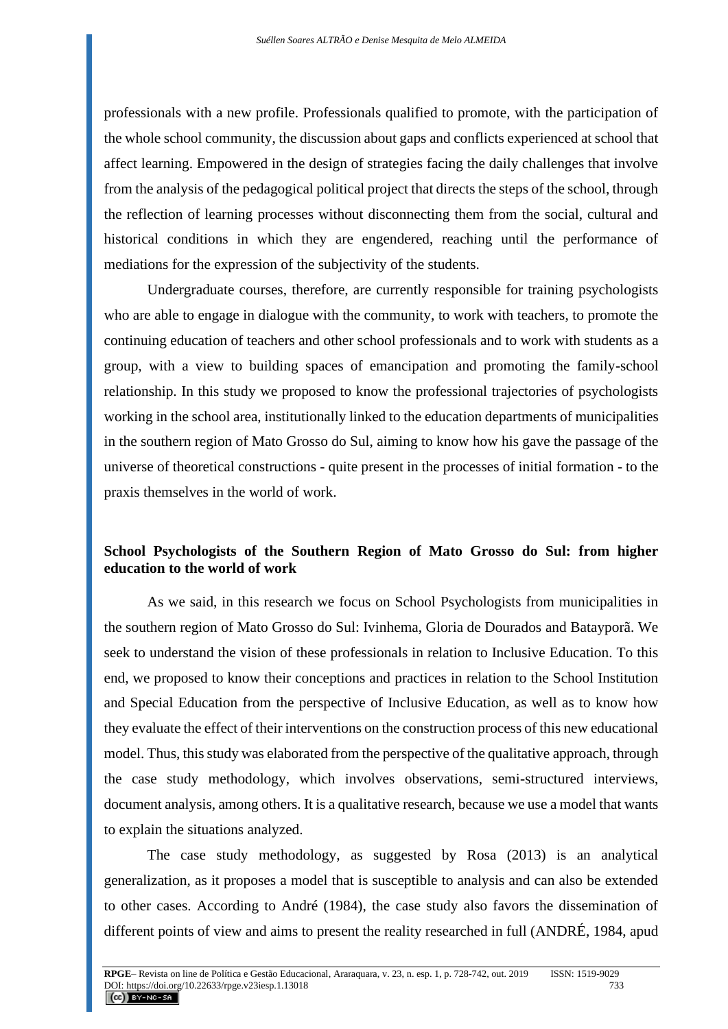professionals with a new profile. Professionals qualified to promote, with the participation of the whole school community, the discussion about gaps and conflicts experienced at school that affect learning. Empowered in the design of strategies facing the daily challenges that involve from the analysis of the pedagogical political project that directs the steps of the school, through the reflection of learning processes without disconnecting them from the social, cultural and historical conditions in which they are engendered, reaching until the performance of mediations for the expression of the subjectivity of the students.

Undergraduate courses, therefore, are currently responsible for training psychologists who are able to engage in dialogue with the community, to work with teachers, to promote the continuing education of teachers and other school professionals and to work with students as a group, with a view to building spaces of emancipation and promoting the family-school relationship. In this study we proposed to know the professional trajectories of psychologists working in the school area, institutionally linked to the education departments of municipalities in the southern region of Mato Grosso do Sul, aiming to know how his gave the passage of the universe of theoretical constructions - quite present in the processes of initial formation - to the praxis themselves in the world of work.

## School Psychologists of the Southern Region of Mato Grosso do Sul: from higher education to the world of work

As we said, in this research we focus on School Psychologists from municipalities in the southern region of Mato Grosso do Sul: Ivinhema, Gloria de Dourados and Batayporã. We seek to understand the vision of these professionals in relation to Inclusive Education. To this end, we proposed to know their conceptions and practices in relation to the School Institution and Special Education from the perspective of Inclusive Education, as well as to know how they evaluate the effect of their interventions on the construction process of this new educational model. Thus, this study was elaborated from the perspective of the qualitative approach, through the case study methodology, which involves observations, semi-structured interviews, document analysis, among others. It is a qualitative research, because we use a model that wants to explain the situations analyzed.

The case study methodology, as suggested by Rosa (2013) is an analytical generalization, as it proposes a model that is susceptible to analysis and can also be extended to other cases. According to André (1984), the case study also favors the dissemination of different points of view and aims to present the reality researched in full (ANDRÉ, 1984, apud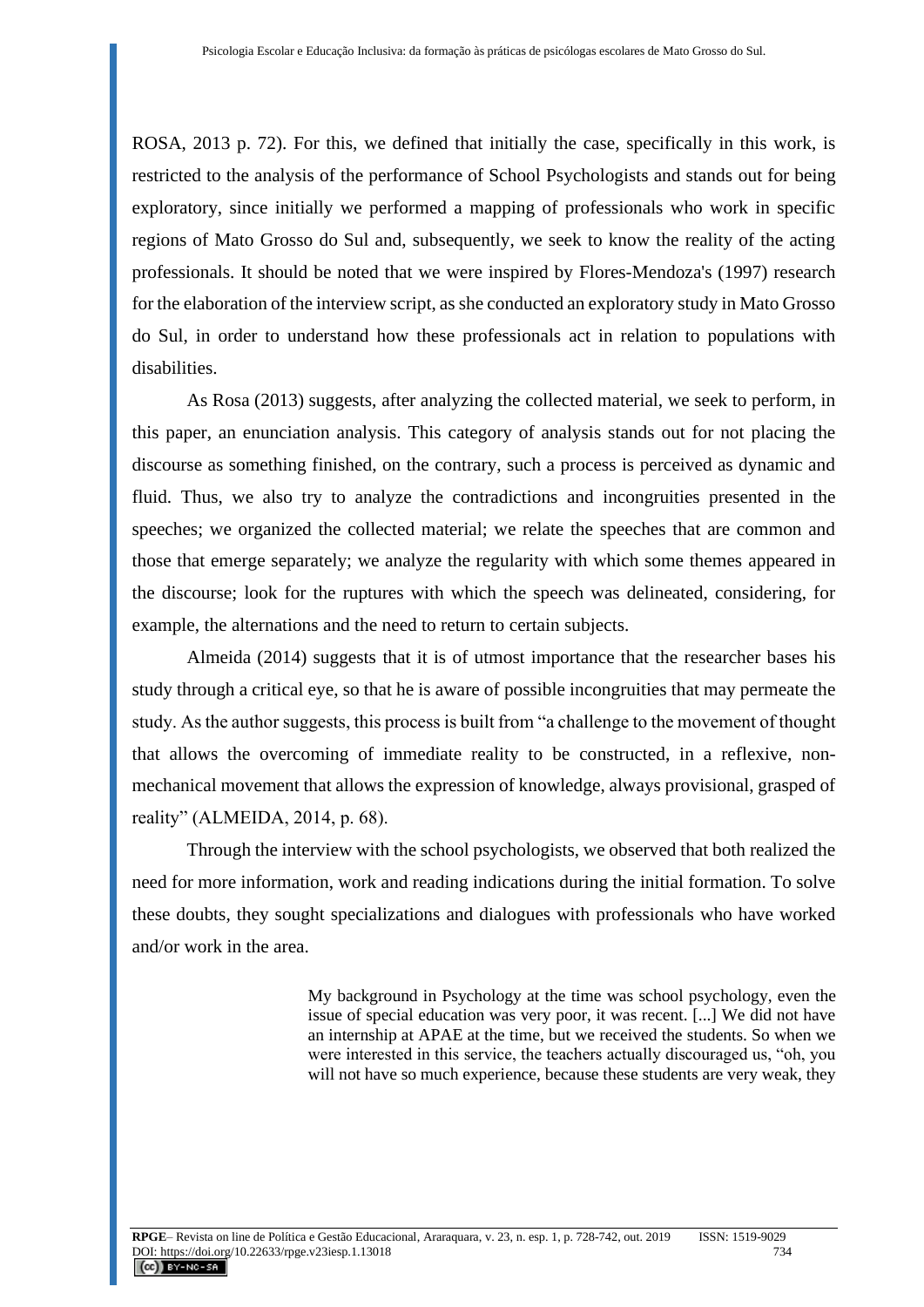ROSA, 2013 p. 72). For this, we defined that initially the case, specifically in this work, is restricted to the analysis of the performance of School Psychologists and stands out for being exploratory, since initially we performed a mapping of professionals who work in specific regions of Mato Grosso do Sul and, subsequently, we seek to know the reality of the acting professionals. It should be noted that we were inspired by Flores-Mendoza's (1997) research for the elaboration of the interview script, as she conducted an exploratory study in Mato Grosso do Sul, in order to understand how these professionals act in relation to populations with disabilities.

As Rosa (2013) suggests, after analyzing the collected material, we seek to perform, in this paper, an enunciation analysis. This category of analysis stands out for not placing the discourse as something finished, on the contrary, such a process is perceived as dynamic and fluid. Thus, we also try to analyze the contradictions and incongruities presented in the speeches; we organized the collected material; we relate the speeches that are common and those that emerge separately; we analyze the regularity with which some themes appeared in the discourse; look for the ruptures with which the speech was delineated, considering, for example, the alternations and the need to return to certain subjects.

Almeida (2014) suggests that it is of utmost importance that the researcher bases his study through a critical eye, so that he is aware of possible incongruities that may permeate the study. As the author suggests, this process is built from "a challenge to the movement of thought that allows the overcoming of immediate reality to be constructed, in a reflexive, non-mechanical movement that allows the expression of knowledge, always provisional, grasped of reality" (ALMEIDA, 2014, p. 68).

Through the interview with the school psychologists, we observed that both realized the need for more information, work and reading indications during the initial formation. To solve these doubts, they sought specializations and dialogues with professionals who have worked and/or work in the area.

> My background in Psychology at the time was school psychology, even the issue of special education was very poor, it was recent. [...] We did not have an internship at APAE at the time, but we received the students. So when we were interested in this service, the teachers actually discouraged us, "oh, you will not have so much experience, because these students are very weak, they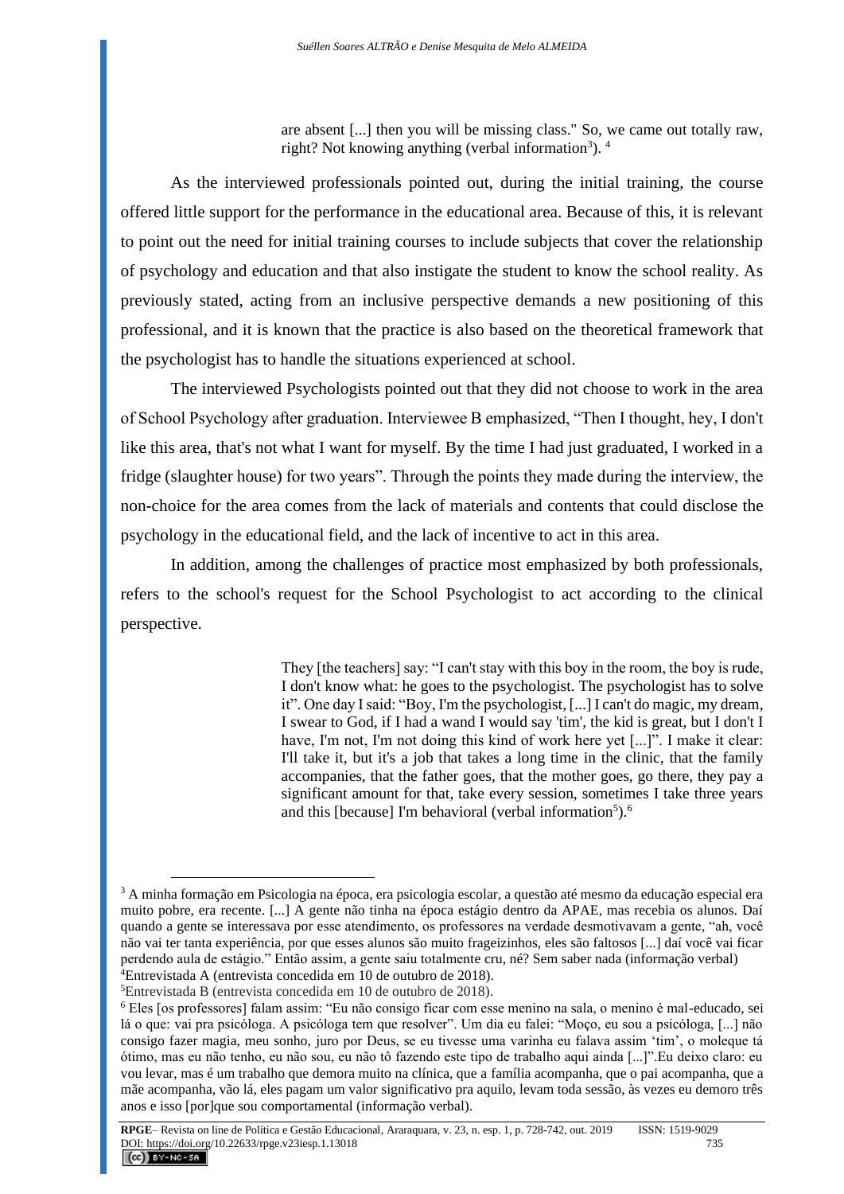> are absent [...] then you will be missing class." So, we came out totally raw, right? Not knowing anything (verbal information[3]). [4]

As the interviewed professionals pointed out, during the initial training, the course offered little support for the performance in the educational area. Because of this, it is relevant to point out the need for initial training courses to include subjects that cover the relationship of psychology and education and that also instigate the student to know the school reality. As previously stated, acting from an inclusive perspective demands a new positioning of this professional, and it is known that the practice is also based on the theoretical framework that the psychologist has to handle the situations experienced at school.

The interviewed Psychologists pointed out that they did not choose to work in the area of School Psychology after graduation. Interviewee B emphasized, "Then I thought, hey, I don't like this area, that's not what I want for myself. By the time I had just graduated, I worked in a fridge (slaughter house) for two years". Through the points they made during the interview, the non-choice for the area comes from the lack of materials and contents that could disclose the psychology in the educational field, and the lack of incentive to act in this area.

In addition, among the challenges of practice most emphasized by both professionals, refers to the school's request for the School Psychologist to act according to the clinical perspective.

> They [the teachers] say: "I can't stay with this boy in the room, the boy is rude, I don't know what: he goes to the psychologist. The psychologist has to solve it". One day I said: "Boy, I'm the psychologist, [...] I can't do magic, my dream, I swear to God, if I had a wand I would say 'tim', the kid is great, but I don't I have, I'm not, I'm not doing this kind of work here yet [...]". I make it clear: I'll take it, but it's a job that takes a long time in the clinic, that the family accompanies, that the father goes, that the mother goes, go there, they pay a significant amount for that, take every session, sometimes I take three years and this [because] I'm behavioral (verbal information[5]).[6]

---

[3] A minha formação em Psicologia na época, era psicologia escolar, a questão até mesmo da educação especial era muito pobre, era recente. [...] A gente não tinha na época estágio dentro da APAE, mas recebia os alunos. Daí quando a gente se interessava por esse atendimento, os professores na verdade desmotivavam a gente, "ah, você não vai ter tanta experiência, por que esses alunos são muito frageizinhos, eles são faltosos [...] daí você vai ficar perdendo aula de estágio." Então assim, a gente saiu totalmente cru, né? Sem saber nada (informação verbal)

[4] Entrevistada A (entrevista concedida em 10 de outubro de 2018).

[5] Entrevistada B (entrevista concedida em 10 de outubro de 2018).

[6] Eles [os professores] falam assim: "Eu não consigo ficar com esse menino na sala, o menino é mal-educado, sei lá o que: vai pra psicóloga. A psicóloga tem que resolver". Um dia eu falei: "Moço, eu sou a psicóloga, [...] não consigo fazer magia, meu sonho, juro por Deus, se eu tivesse uma varinha eu falava assim 'tim', o moleque tá ótimo, mas eu não tenho, eu não sou, eu não tô fazendo este tipo de trabalho aqui ainda [...]".Eu deixo claro: eu vou levar, mas é um trabalho que demora muito na clínica, que a família acompanha, que o pai acompanha, que a mãe acompanha, vão lá, eles pagam um valor significativo pra aquilo, levam toda sessão, às vezes eu demoro três anos e isso [por]que sou comportamental (informação verbal).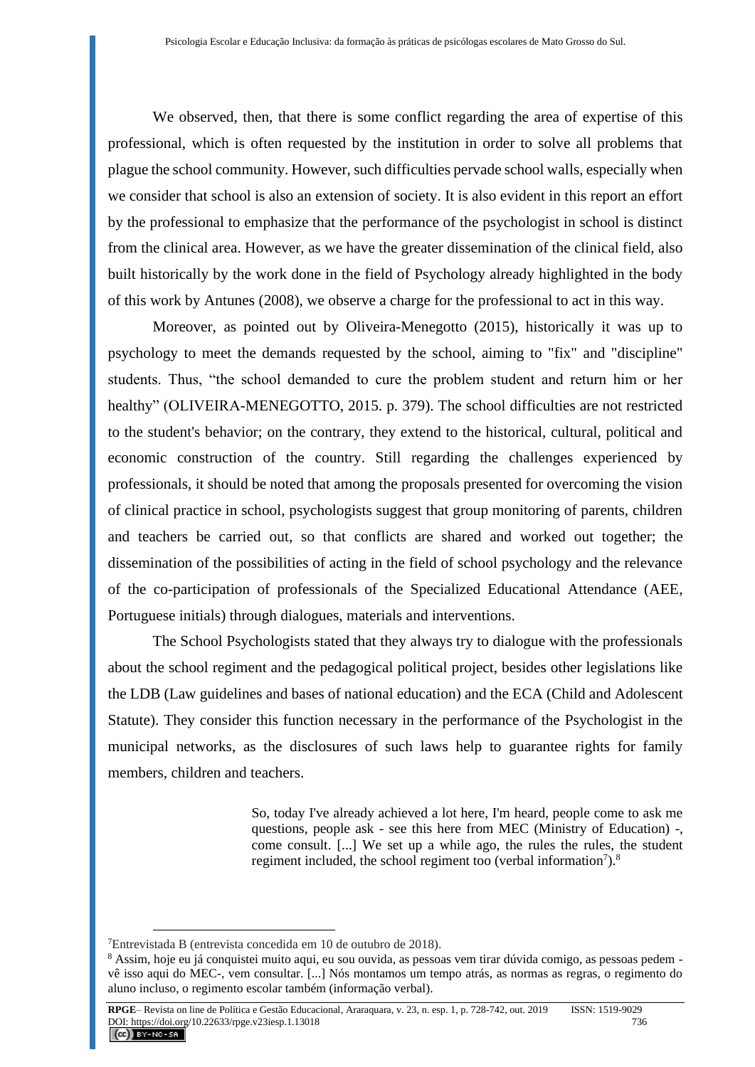We observed, then, that there is some conflict regarding the area of expertise of this professional, which is often requested by the institution in order to solve all problems that plague the school community. However, such difficulties pervade school walls, especially when we consider that school is also an extension of society. It is also evident in this report an effort by the professional to emphasize that the performance of the psychologist in school is distinct from the clinical area. However, as we have the greater dissemination of the clinical field, also built historically by the work done in the field of Psychology already highlighted in the body of this work by Antunes (2008), we observe a charge for the professional to act in this way.

Moreover, as pointed out by Oliveira-Menegotto (2015), historically it was up to psychology to meet the demands requested by the school, aiming to "fix" and "discipline" students. Thus, "the school demanded to cure the problem student and return him or her healthy" (OLIVEIRA-MENEGOTTO, 2015. p. 379). The school difficulties are not restricted to the student's behavior; on the contrary, they extend to the historical, cultural, political and economic construction of the country. Still regarding the challenges experienced by professionals, it should be noted that among the proposals presented for overcoming the vision of clinical practice in school, psychologists suggest that group monitoring of parents, children and teachers be carried out, so that conflicts are shared and worked out together; the dissemination of the possibilities of acting in the field of school psychology and the relevance of the co-participation of professionals of the Specialized Educational Attendance (AEE, Portuguese initials) through dialogues, materials and interventions.

The School Psychologists stated that they always try to dialogue with the professionals about the school regiment and the pedagogical political project, besides other legislations like the LDB (Law guidelines and bases of national education) and the ECA (Child and Adolescent Statute). They consider this function necessary in the performance of the Psychologist in the municipal networks, as the disclosures of such laws help to guarantee rights for family members, children and teachers.

> So, today I've already achieved a lot here, I'm heard, people come to ask me questions, people ask - see this here from MEC (Ministry of Education) -, come consult. [...] We set up a while ago, the rules the rules, the student regiment included, the school regiment too (verbal information[7]).[8]

---

[7] Entrevistada B (entrevista concedida em 10 de outubro de 2018).

[8] Assim, hoje eu já conquistei muito aqui, eu sou ouvida, as pessoas vem tirar dúvida comigo, as pessoas pedem - vê isso aqui do MEC-, vem consultar. [...] Nós montamos um tempo atrás, as normas as regras, o regimento do aluno incluso, o regimento escolar também (informação verbal).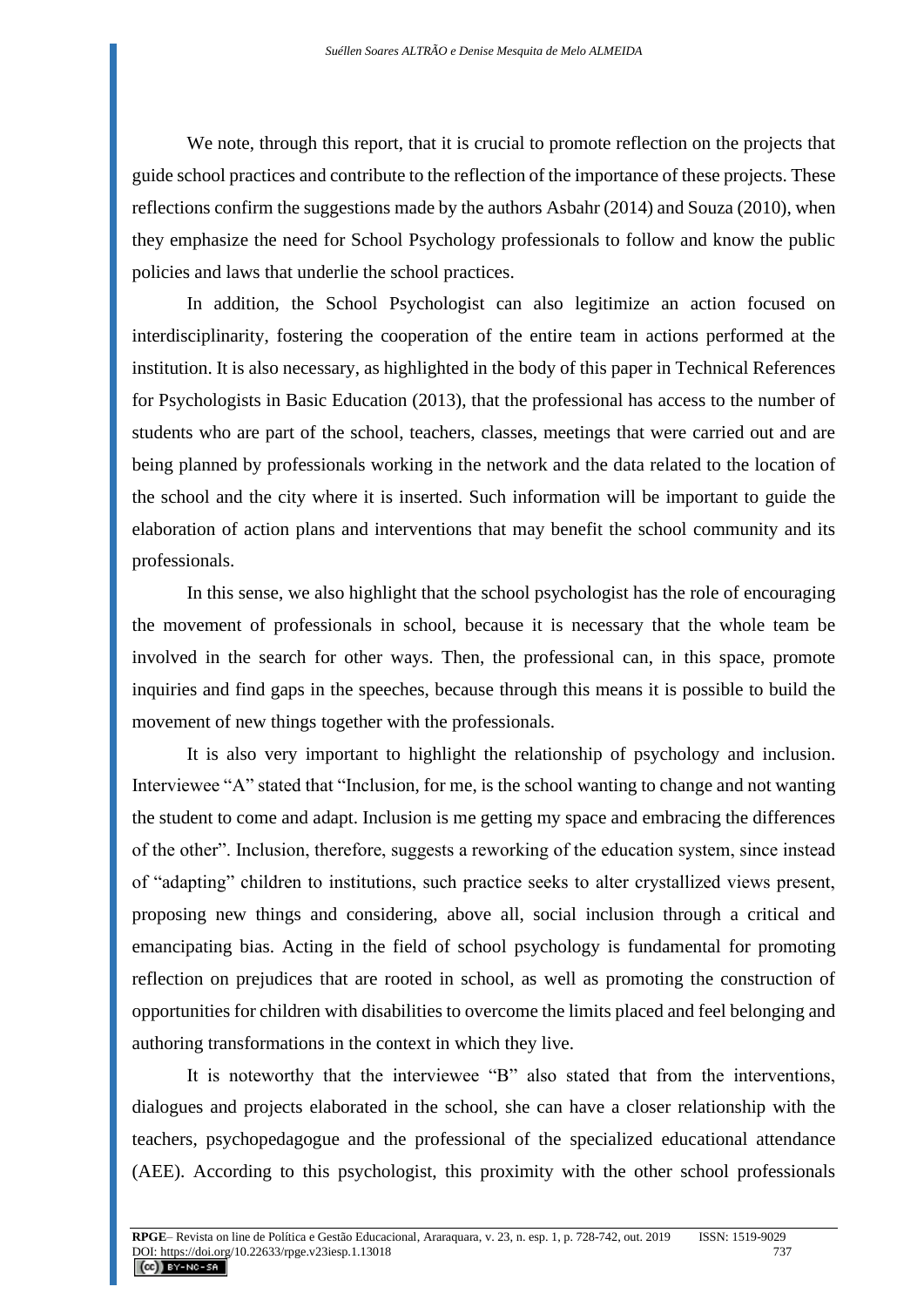We note, through this report, that it is crucial to promote reflection on the projects that guide school practices and contribute to the reflection of the importance of these projects. These reflections confirm the suggestions made by the authors Asbahr (2014) and Souza (2010), when they emphasize the need for School Psychology professionals to follow and know the public policies and laws that underlie the school practices.

In addition, the School Psychologist can also legitimize an action focused on interdisciplinarity, fostering the cooperation of the entire team in actions performed at the institution. It is also necessary, as highlighted in the body of this paper in Technical References for Psychologists in Basic Education (2013), that the professional has access to the number of students who are part of the school, teachers, classes, meetings that were carried out and are being planned by professionals working in the network and the data related to the location of the school and the city where it is inserted. Such information will be important to guide the elaboration of action plans and interventions that may benefit the school community and its professionals.

In this sense, we also highlight that the school psychologist has the role of encouraging the movement of professionals in school, because it is necessary that the whole team be involved in the search for other ways. Then, the professional can, in this space, promote inquiries and find gaps in the speeches, because through this means it is possible to build the movement of new things together with the professionals.

It is also very important to highlight the relationship of psychology and inclusion. Interviewee "A" stated that "Inclusion, for me, is the school wanting to change and not wanting the student to come and adapt. Inclusion is me getting my space and embracing the differences of the other". Inclusion, therefore, suggests a reworking of the education system, since instead of "adapting" children to institutions, such practice seeks to alter crystallized views present, proposing new things and considering, above all, social inclusion through a critical and emancipating bias. Acting in the field of school psychology is fundamental for promoting reflection on prejudices that are rooted in school, as well as promoting the construction of opportunities for children with disabilities to overcome the limits placed and feel belonging and authoring transformations in the context in which they live.

It is noteworthy that the interviewee "B" also stated that from the interventions, dialogues and projects elaborated in the school, she can have a closer relationship with the teachers, psychopedagogue and the professional of the specialized educational attendance (AEE). According to this psychologist, this proximity with the other school professionals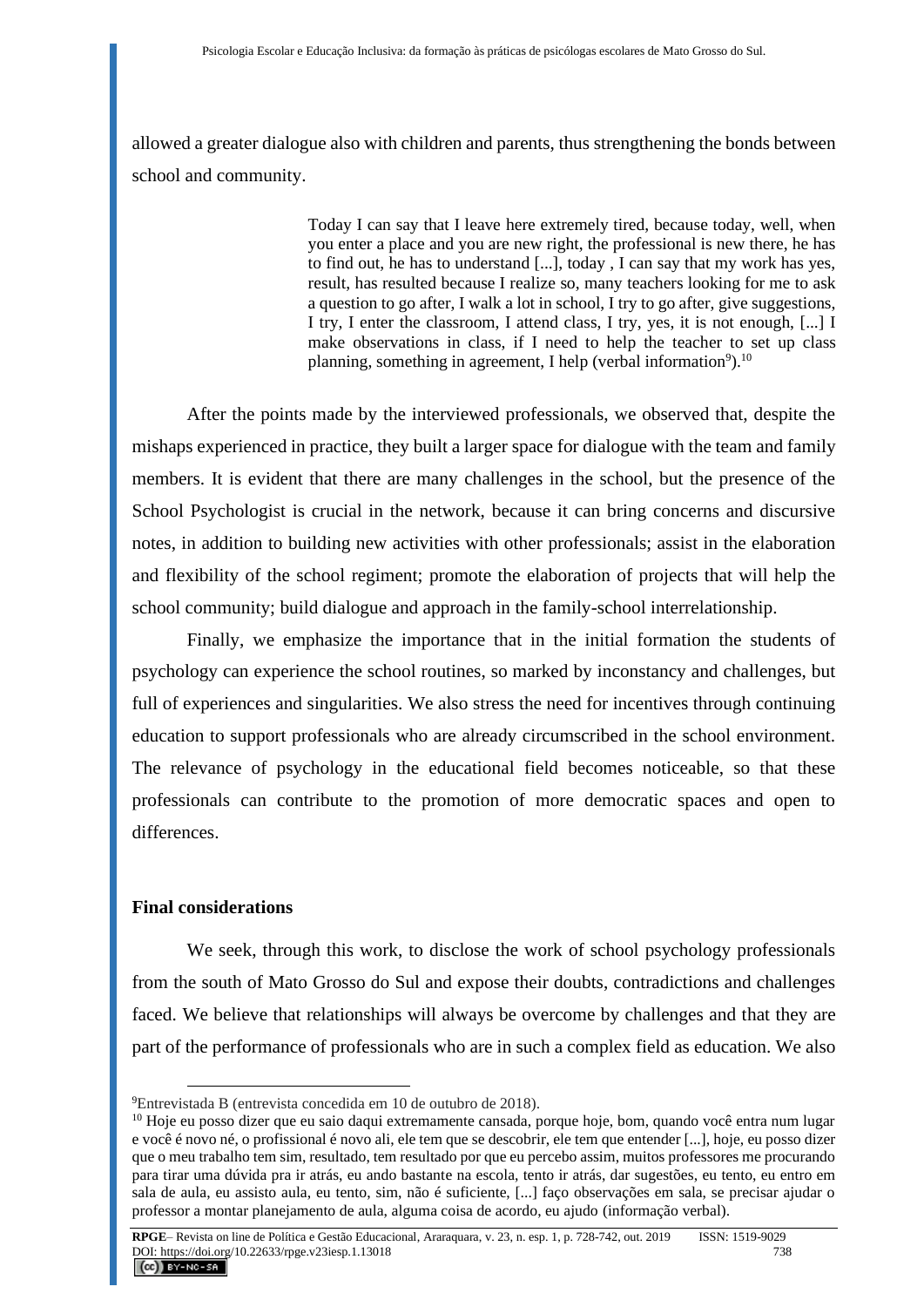allowed a greater dialogue also with children and parents, thus strengthening the bonds between school and community.

> Today I can say that I leave here extremely tired, because today, well, when you enter a place and you are new right, the professional is new there, he has to find out, he has to understand [...], today , I can say that my work has yes, result, has resulted because I realize so, many teachers looking for me to ask a question to go after, I walk a lot in school, I try to go after, give suggestions, I try, I enter the classroom, I attend class, I try, yes, it is not enough, [...] I make observations in class, if I need to help the teacher to set up class planning, something in agreement, I help (verbal information[9]).[10]

After the points made by the interviewed professionals, we observed that, despite the mishaps experienced in practice, they built a larger space for dialogue with the team and family members. It is evident that there are many challenges in the school, but the presence of the School Psychologist is crucial in the network, because it can bring concerns and discursive notes, in addition to building new activities with other professionals; assist in the elaboration and flexibility of the school regiment; promote the elaboration of projects that will help the school community; build dialogue and approach in the family-school interrelationship.

Finally, we emphasize the importance that in the initial formation the students of psychology can experience the school routines, so marked by inconstancy and challenges, but full of experiences and singularities. We also stress the need for incentives through continuing education to support professionals who are already circumscribed in the school environment. The relevance of psychology in the educational field becomes noticeable, so that these professionals can contribute to the promotion of more democratic spaces and open to differences.

## Final considerations

We seek, through this work, to disclose the work of school psychology professionals from the south of Mato Grosso do Sul and expose their doubts, contradictions and challenges faced. We believe that relationships will always be overcome by challenges and that they are part of the performance of professionals who are in such a complex field as education. We also

---

[9] Entrevistada B (entrevista concedida em 10 de outubro de 2018).

[10] Hoje eu posso dizer que eu saio daqui extremamente cansada, porque hoje, bom, quando você entra num lugar e você é novo né, o profissional é novo ali, ele tem que se descobrir, ele tem que entender [...], hoje, eu posso dizer que o meu trabalho tem sim, resultado, tem resultado por que eu percebo assim, muitos professores me procurando para tirar uma dúvida pra ir atrás, eu ando bastante na escola, tento ir atrás, dar sugestões, eu tento, eu entro em sala de aula, eu assisto aula, eu tento, sim, não é suficiente, [...] faço observações em sala, se precisar ajudar o professor a montar planejamento de aula, alguma coisa de acordo, eu ajudo (informação verbal).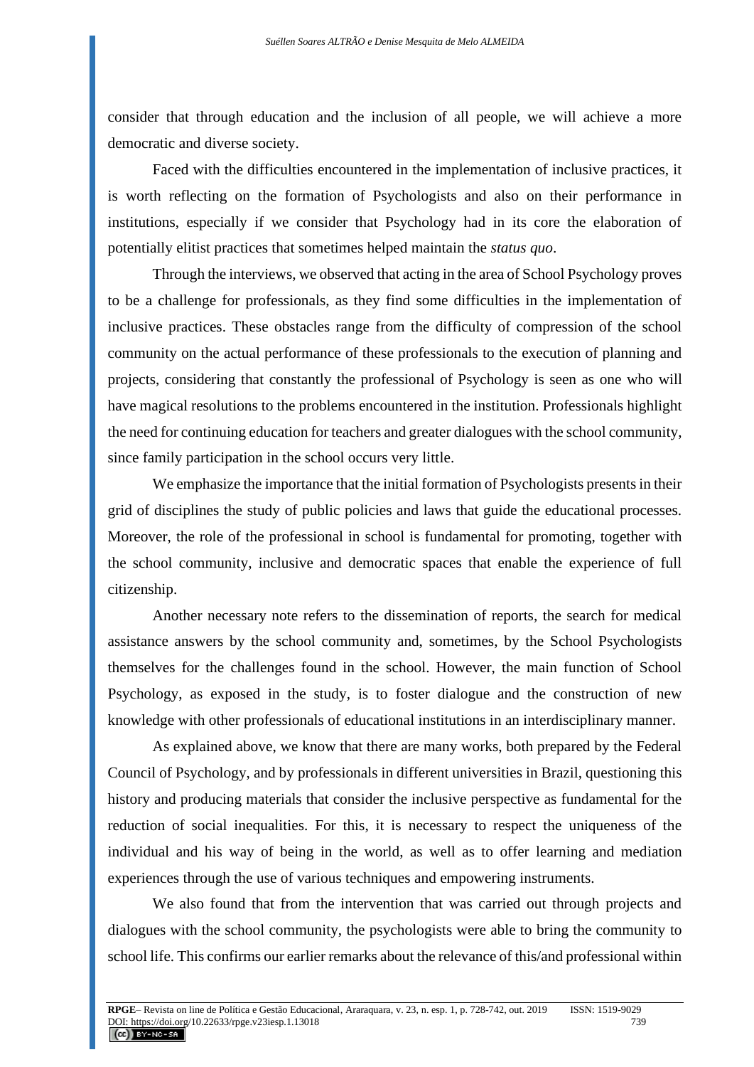consider that through education and the inclusion of all people, we will achieve a more democratic and diverse society.

Faced with the difficulties encountered in the implementation of inclusive practices, it is worth reflecting on the formation of Psychologists and also on their performance in institutions, especially if we consider that Psychology had in its core the elaboration of potentially elitist practices that sometimes helped maintain the *status quo*.

Through the interviews, we observed that acting in the area of School Psychology proves to be a challenge for professionals, as they find some difficulties in the implementation of inclusive practices. These obstacles range from the difficulty of compression of the school community on the actual performance of these professionals to the execution of planning and projects, considering that constantly the professional of Psychology is seen as one who will have magical resolutions to the problems encountered in the institution. Professionals highlight the need for continuing education for teachers and greater dialogues with the school community, since family participation in the school occurs very little.

We emphasize the importance that the initial formation of Psychologists presents in their grid of disciplines the study of public policies and laws that guide the educational processes. Moreover, the role of the professional in school is fundamental for promoting, together with the school community, inclusive and democratic spaces that enable the experience of full citizenship.

Another necessary note refers to the dissemination of reports, the search for medical assistance answers by the school community and, sometimes, by the School Psychologists themselves for the challenges found in the school. However, the main function of School Psychology, as exposed in the study, is to foster dialogue and the construction of new knowledge with other professionals of educational institutions in an interdisciplinary manner.

As explained above, we know that there are many works, both prepared by the Federal Council of Psychology, and by professionals in different universities in Brazil, questioning this history and producing materials that consider the inclusive perspective as fundamental for the reduction of social inequalities. For this, it is necessary to respect the uniqueness of the individual and his way of being in the world, as well as to offer learning and mediation experiences through the use of various techniques and empowering instruments.

We also found that from the intervention that was carried out through projects and dialogues with the school community, the psychologists were able to bring the community to school life. This confirms our earlier remarks about the relevance of this/and professional within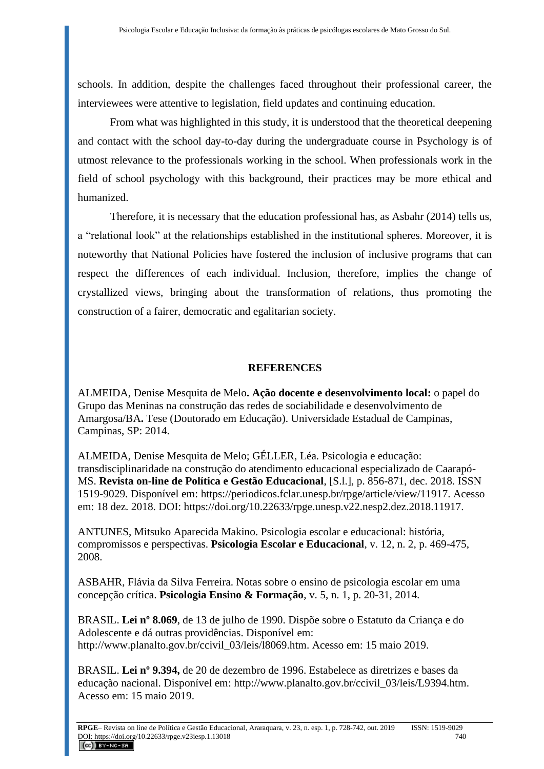schools. In addition, despite the challenges faced throughout their professional career, the interviewees were attentive to legislation, field updates and continuing education.

From what was highlighted in this study, it is understood that the theoretical deepening and contact with the school day-to-day during the undergraduate course in Psychology is of utmost relevance to the professionals working in the school. When professionals work in the field of school psychology with this background, their practices may be more ethical and humanized.

Therefore, it is necessary that the education professional has, as Asbahr (2014) tells us, a "relational look" at the relationships established in the institutional spheres. Moreover, it is noteworthy that National Policies have fostered the inclusion of inclusive programs that can respect the differences of each individual. Inclusion, therefore, implies the change of crystallized views, bringing about the transformation of relations, thus promoting the construction of a fairer, democratic and egalitarian society.

## REFERENCES

ALMEIDA, Denise Mesquita de Melo**. Ação docente e desenvolvimento local:** o papel do Grupo das Meninas na construção das redes de sociabilidade e desenvolvimento de Amargosa/BA**.** Tese (Doutorado em Educação). Universidade Estadual de Campinas, Campinas, SP: 2014.

ALMEIDA, Denise Mesquita de Melo; GÉLLER, Léa. Psicologia e educação: transdisciplinaridade na construção do atendimento educacional especializado de Caarapó-MS. **Revista on-line de Política e Gestão Educacional**, [S.l.], p. 856-871, dec. 2018. ISSN 1519-9029. Disponível em: https://periodicos.fclar.unesp.br/rpge/article/view/11917. Acesso em: 18 dez. 2018. DOI: https://doi.org/10.22633/rpge.unesp.v22.nesp2.dez.2018.11917.

ANTUNES, Mitsuko Aparecida Makino. Psicologia escolar e educacional: história, compromissos e perspectivas. **Psicologia Escolar e Educacional**, v. 12, n. 2, p. 469-475, 2008.

ASBAHR, Flávia da Silva Ferreira. Notas sobre o ensino de psicologia escolar em uma concepção crítica. **Psicologia Ensino & Formação**, v. 5, n. 1, p. 20-31, 2014.

BRASIL. **Lei nº 8.069**, de 13 de julho de 1990. Dispõe sobre o Estatuto da Criança e do Adolescente e dá outras providências. Disponível em: http://www.planalto.gov.br/ccivil_03/leis/l8069.htm. Acesso em: 15 maio 2019.

BRASIL. **Lei nº 9.394,** de 20 de dezembro de 1996. Estabelece as diretrizes e bases da educação nacional. Disponível em: http://www.planalto.gov.br/ccivil_03/leis/L9394.htm. Acesso em: 15 maio 2019.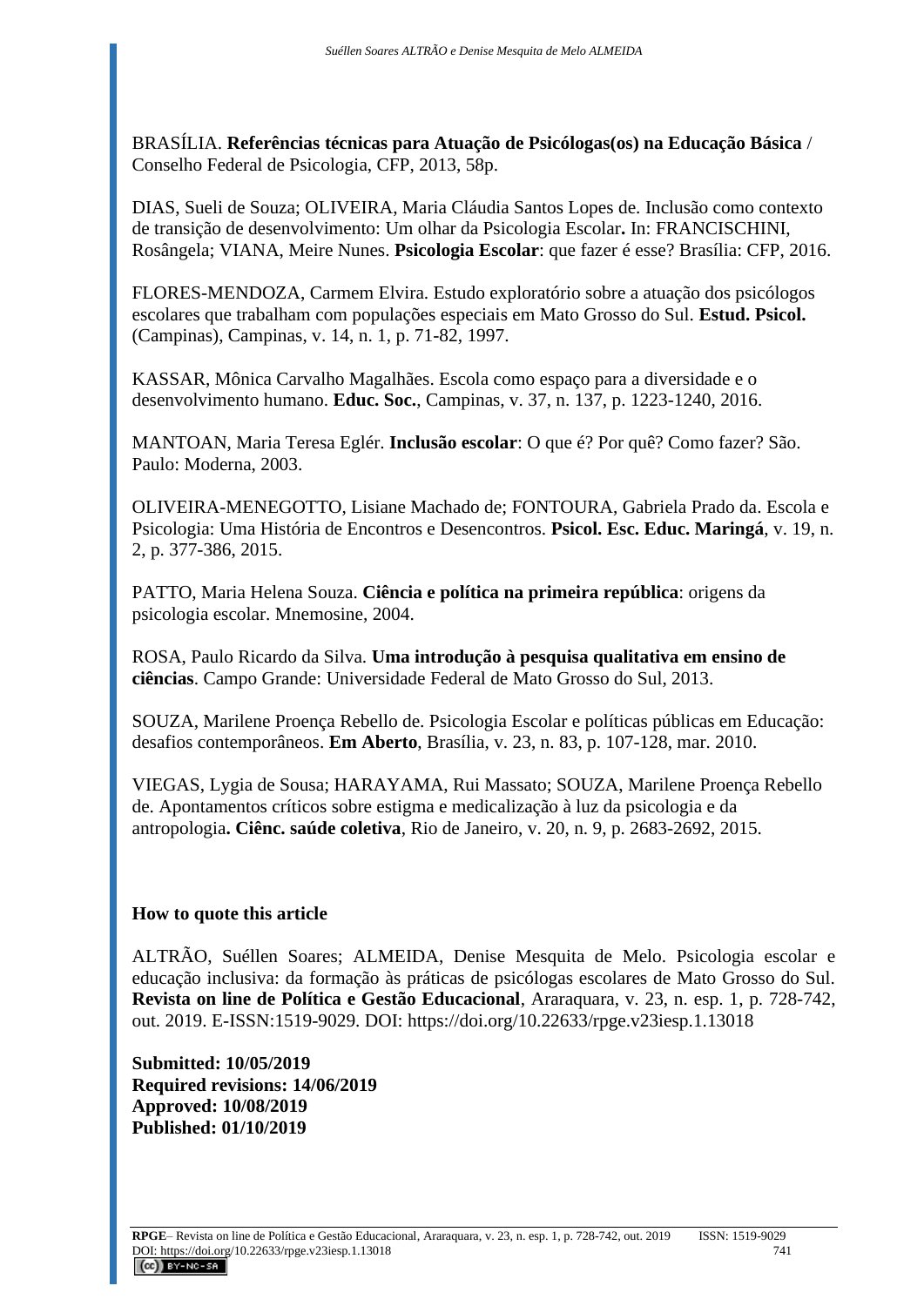BRASÍLIA. **Referências técnicas para Atuação de Psicólogas(os) na Educação Básica** / Conselho Federal de Psicologia, CFP, 2013, 58p.

DIAS, Sueli de Souza; OLIVEIRA, Maria Cláudia Santos Lopes de. Inclusão como contexto de transição de desenvolvimento: Um olhar da Psicologia Escolar**.** In: FRANCISCHINI, Rosângela; VIANA, Meire Nunes. **Psicologia Escolar**: que fazer é esse? Brasília: CFP, 2016.

FLORES-MENDOZA, Carmem Elvira. Estudo exploratório sobre a atuação dos psicólogos escolares que trabalham com populações especiais em Mato Grosso do Sul. **Estud. Psicol.** (Campinas), Campinas, v. 14, n. 1, p. 71-82, 1997.

KASSAR, Mônica Carvalho Magalhães. Escola como espaço para a diversidade e o desenvolvimento humano. **Educ. Soc.**, Campinas, v. 37, n. 137, p. 1223-1240, 2016.

MANTOAN, Maria Teresa Eglér. **Inclusão escolar**: O que é? Por quê? Como fazer? São. Paulo: Moderna, 2003.

OLIVEIRA-MENEGOTTO, Lisiane Machado de; FONTOURA, Gabriela Prado da. Escola e Psicologia: Uma História de Encontros e Desencontros. **Psicol. Esc. Educ. Maringá**, v. 19, n. 2, p. 377-386, 2015.

PATTO, Maria Helena Souza. **Ciência e política na primeira república**: origens da psicologia escolar. Mnemosine, 2004.

ROSA, Paulo Ricardo da Silva. **Uma introdução à pesquisa qualitativa em ensino de ciências**. Campo Grande: Universidade Federal de Mato Grosso do Sul, 2013.

SOUZA, Marilene Proença Rebello de. Psicologia Escolar e políticas públicas em Educação: desafios contemporâneos. **Em Aberto**, Brasília, v. 23, n. 83, p. 107-128, mar. 2010.

VIEGAS, Lygia de Sousa; HARAYAMA, Rui Massato; SOUZA, Marilene Proença Rebello de. Apontamentos críticos sobre estigma e medicalização à luz da psicologia e da antropologia**. Ciênc. saúde coletiva**, Rio de Janeiro, v. 20, n. 9, p. 2683-2692, 2015.

### How to quote this article

ALTRÃO, Suéllen Soares; ALMEIDA, Denise Mesquita de Melo. Psicologia escolar e educação inclusiva: da formação às práticas de psicólogas escolares de Mato Grosso do Sul. **Revista on line de Política e Gestão Educacional**, Araraquara, v. 23, n. esp. 1, p. 728-742, out. 2019. E-ISSN:1519-9029. DOI: https://doi.org/10.22633/rpge.v23iesp.1.13018

**Submitted: 10/05/2019**
**Required revisions: 14/06/2019**
**Approved: 10/08/2019**
**Published: 01/10/2019**